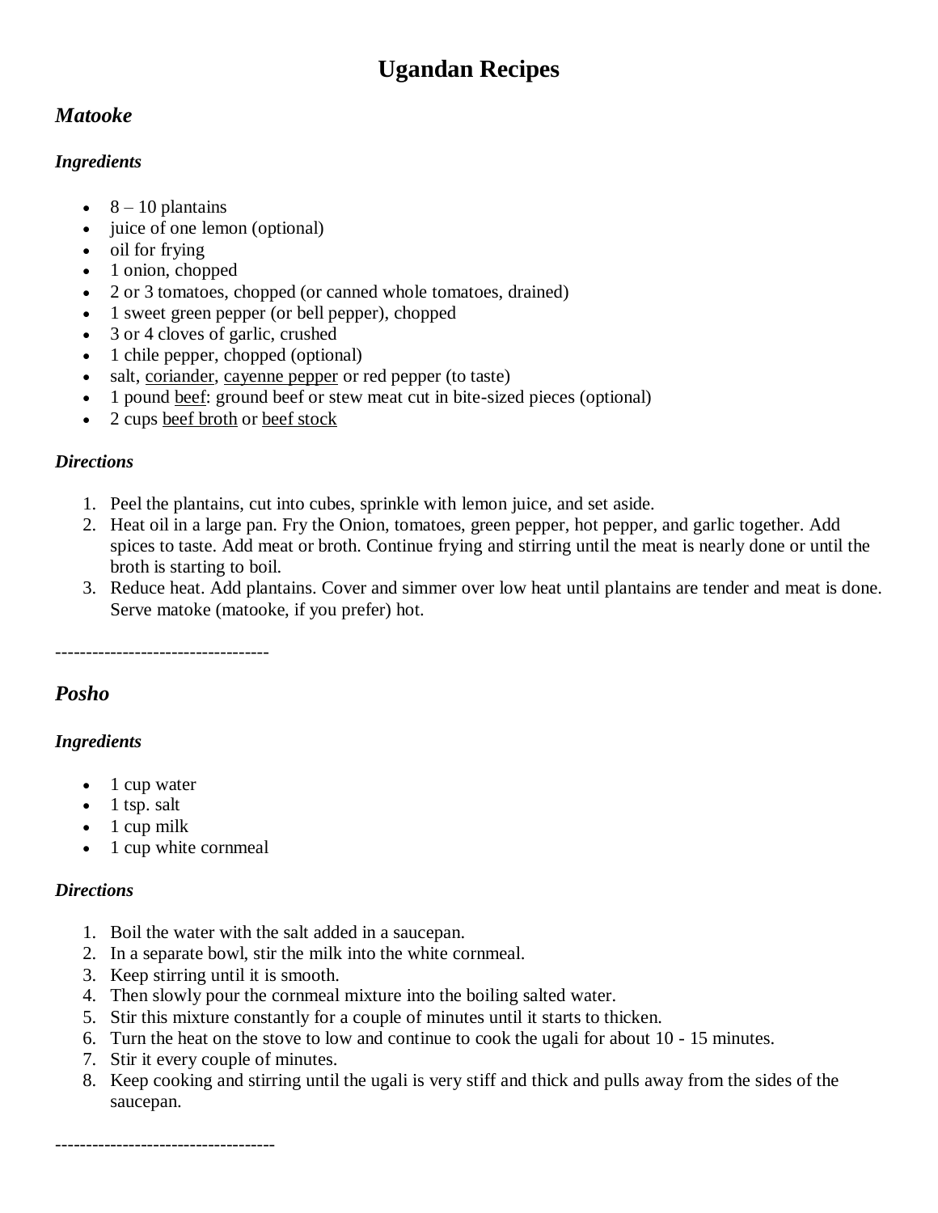# Ugandan Recipes

## *Matooke*

### *Ingredients*

- 8 – 10 plantains
- juice of one lemon (optional)
- oil for frying
- 1 onion, chopped
- 2 or 3 tomatoes, chopped (or canned whole tomatoes, drained)
- 1 sweet green pepper (or bell pepper), chopped
- 3 or 4 cloves of garlic, crushed
- 1 chile pepper, chopped (optional)
- salt, coriander, cayenne pepper or red pepper (to taste)
- 1 pound beef: ground beef or stew meat cut in bite-sized pieces (optional)
- 2 cups beef broth or beef stock

### *Directions*

1. Peel the plantains, cut into cubes, sprinkle with lemon juice, and set aside.
2. Heat oil in a large pan. Fry the Onion, tomatoes, green pepper, hot pepper, and garlic together. Add spices to taste. Add meat or broth. Continue frying and stirring until the meat is nearly done or until the broth is starting to boil.
3. Reduce heat. Add plantains. Cover and simmer over low heat until plantains are tender and meat is done. Serve matoke (matooke, if you prefer) hot.

-----------------------------------

## *Posho*

### *Ingredients*

- 1 cup water
- 1 tsp. salt
- 1 cup milk
- 1 cup white cornmeal

### *Directions*

1. Boil the water with the salt added in a saucepan.
2. In a separate bowl, stir the milk into the white cornmeal.
3. Keep stirring until it is smooth.
4. Then slowly pour the cornmeal mixture into the boiling salted water.
5. Stir this mixture constantly for a couple of minutes until it starts to thicken.
6. Turn the heat on the stove to low and continue to cook the ugali for about 10 - 15 minutes.
7. Stir it every couple of minutes.
8. Keep cooking and stirring until the ugali is very stiff and thick and pulls away from the sides of the saucepan.

------------------------------------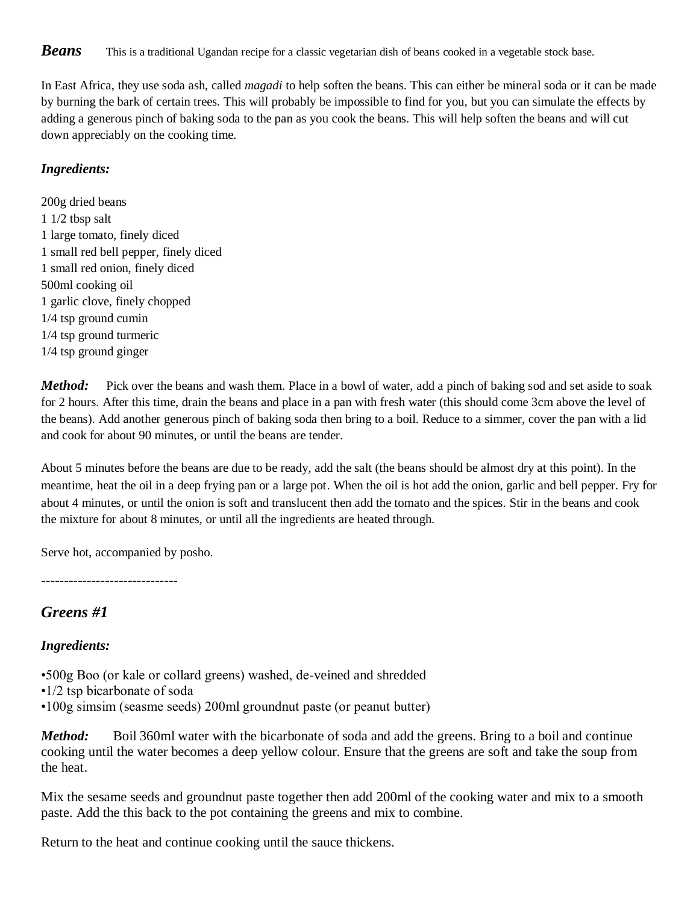***Beans*** This is a traditional Ugandan recipe for a classic vegetarian dish of beans cooked in a vegetable stock base.

In East Africa, they use soda ash, called *magadi* to help soften the beans. This can either be mineral soda or it can be made by burning the bark of certain trees. This will probably be impossible to find for you, but you can simulate the effects by adding a generous pinch of baking soda to the pan as you cook the beans. This will help soften the beans and will cut down appreciably on the cooking time.

***Ingredients:***

200g dried beans
1 1/2 tbsp salt
1 large tomato, finely diced
1 small red bell pepper, finely diced
1 small red onion, finely diced
500ml cooking oil
1 garlic clove, finely chopped
1/4 tsp ground cumin
1/4 tsp ground turmeric
1/4 tsp ground ginger

***Method:*** Pick over the beans and wash them. Place in a bowl of water, add a pinch of baking sod and set aside to soak for 2 hours. After this time, drain the beans and place in a pan with fresh water (this should come 3cm above the level of the beans). Add another generous pinch of baking soda then bring to a boil. Reduce to a simmer, cover the pan with a lid and cook for about 90 minutes, or until the beans are tender.

About 5 minutes before the beans are due to be ready, add the salt (the beans should be almost dry at this point). In the meantime, heat the oil in a deep frying pan or a large pot. When the oil is hot add the onion, garlic and bell pepper. Fry for about 4 minutes, or until the onion is soft and translucent then add the tomato and the spices. Stir in the beans and cook the mixture for about 8 minutes, or until all the ingredients are heated through.

Serve hot, accompanied by posho.

------------------------------

## *Greens #1*

***Ingredients:***

•500g Boo (or kale or collard greens) washed, de-veined and shredded
•1/2 tsp bicarbonate of soda
•100g simsim (seasme seeds) 200ml groundnut paste (or peanut butter)

***Method:*** Boil 360ml water with the bicarbonate of soda and add the greens. Bring to a boil and continue cooking until the water becomes a deep yellow colour. Ensure that the greens are soft and take the soup from the heat.

Mix the sesame seeds and groundnut paste together then add 200ml of the cooking water and mix to a smooth paste. Add the this back to the pot containing the greens and mix to combine.

Return to the heat and continue cooking until the sauce thickens.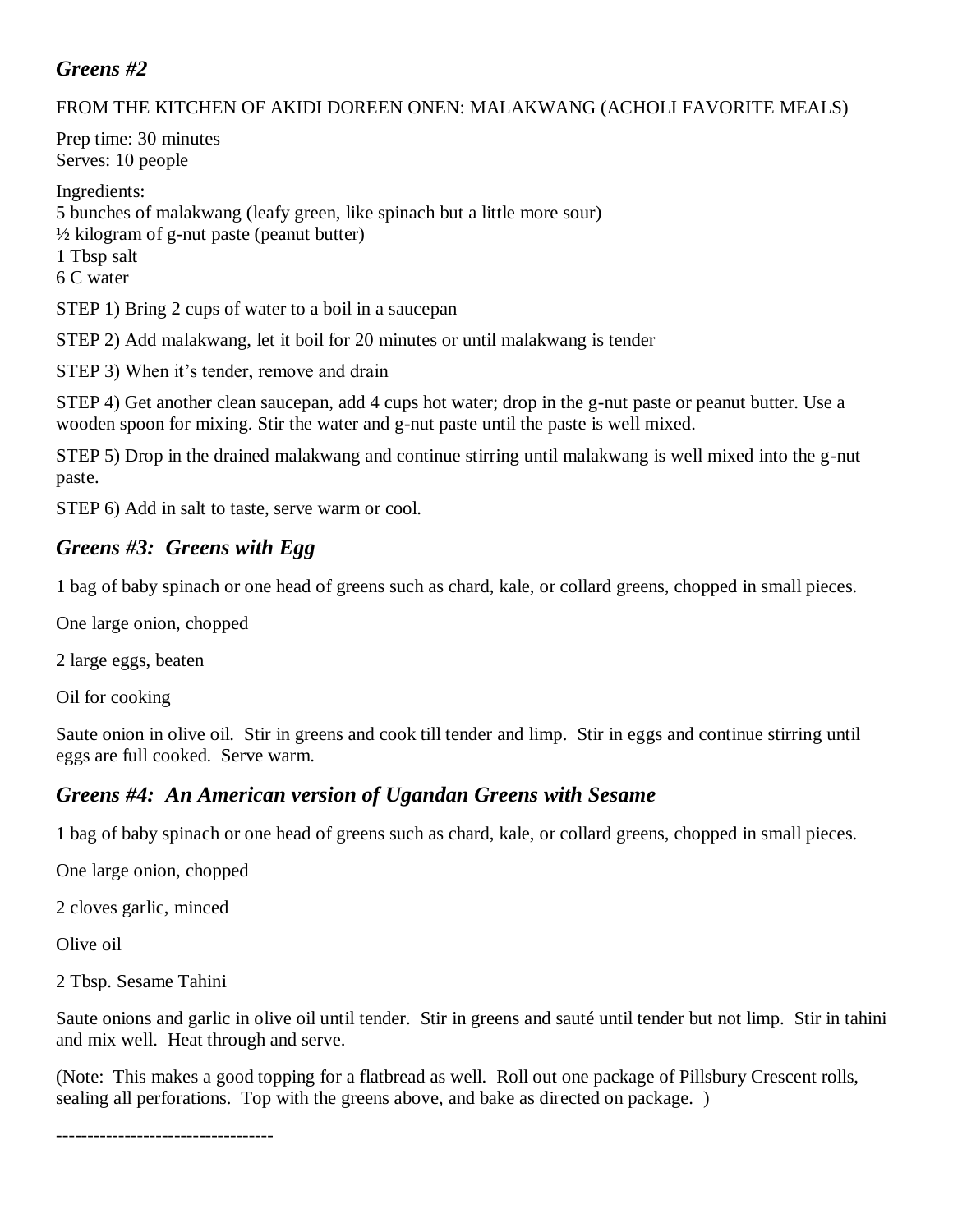## *Greens #2*

FROM THE KITCHEN OF AKIDI DOREEN ONEN: MALAKWANG (ACHOLI FAVORITE MEALS)

Prep time: 30 minutes
Serves: 10 people

Ingredients:
5 bunches of malakwang (leafy green, like spinach but a little more sour)
½ kilogram of g-nut paste (peanut butter)
1 Tbsp salt
6 C water

STEP 1) Bring 2 cups of water to a boil in a saucepan

STEP 2) Add malakwang, let it boil for 20 minutes or until malakwang is tender

STEP 3) When it's tender, remove and drain

STEP 4) Get another clean saucepan, add 4 cups hot water; drop in the g-nut paste or peanut butter. Use a wooden spoon for mixing. Stir the water and g-nut paste until the paste is well mixed.

STEP 5) Drop in the drained malakwang and continue stirring until malakwang is well mixed into the g-nut paste.

STEP 6) Add in salt to taste, serve warm or cool.

## *Greens #3: Greens with Egg*

1 bag of baby spinach or one head of greens such as chard, kale, or collard greens, chopped in small pieces.

One large onion, chopped

2 large eggs, beaten

Oil for cooking

Saute onion in olive oil. Stir in greens and cook till tender and limp. Stir in eggs and continue stirring until eggs are full cooked. Serve warm.

## *Greens #4: An American version of Ugandan Greens with Sesame*

1 bag of baby spinach or one head of greens such as chard, kale, or collard greens, chopped in small pieces.

One large onion, chopped

2 cloves garlic, minced

Olive oil

2 Tbsp. Sesame Tahini

Saute onions and garlic in olive oil until tender. Stir in greens and sauté until tender but not limp. Stir in tahini and mix well. Heat through and serve.

(Note: This makes a good topping for a flatbread as well. Roll out one package of Pillsbury Crescent rolls, sealing all perforations. Top with the greens above, and bake as directed on package. )

-----------------------------------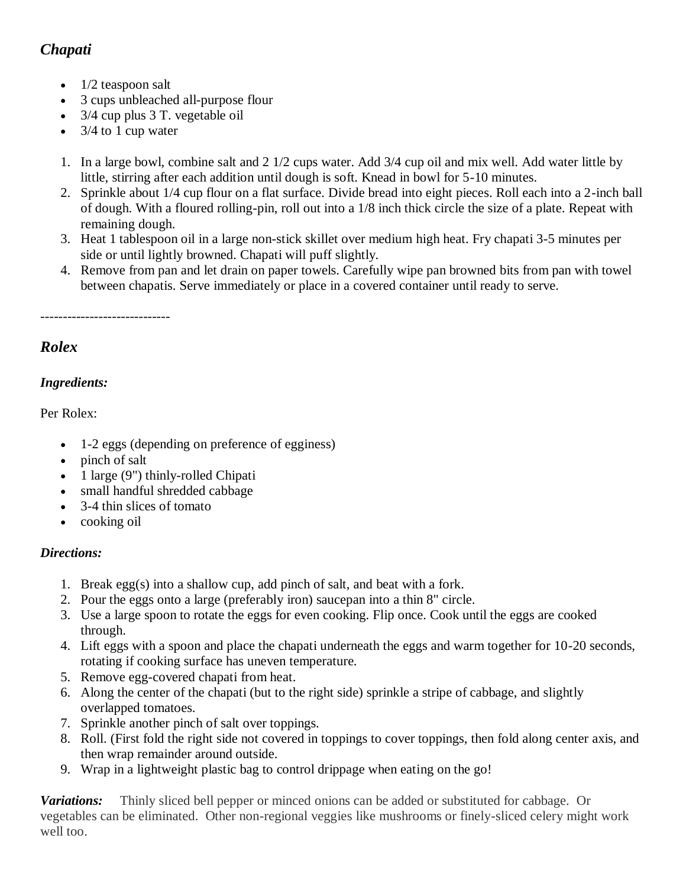## *Chapati*

- 1/2 teaspoon salt
- 3 cups unbleached all-purpose flour
- 3/4 cup plus 3 T. vegetable oil
- 3/4 to 1 cup water

1. In a large bowl, combine salt and 2 1/2 cups water. Add 3/4 cup oil and mix well. Add water little by little, stirring after each addition until dough is soft. Knead in bowl for 5-10 minutes.
2. Sprinkle about 1/4 cup flour on a flat surface. Divide bread into eight pieces. Roll each into a 2-inch ball of dough. With a floured rolling-pin, roll out into a 1/8 inch thick circle the size of a plate. Repeat with remaining dough.
3. Heat 1 tablespoon oil in a large non-stick skillet over medium high heat. Fry chapati 3-5 minutes per side or until lightly browned. Chapati will puff slightly.
4. Remove from pan and let drain on paper towels. Carefully wipe pan browned bits from pan with towel between chapatis. Serve immediately or place in a covered container until ready to serve.

-----------------------------

## *Rolex*

### *Ingredients:*

Per Rolex:

- 1-2 eggs (depending on preference of egginess)
- pinch of salt
- 1 large (9") thinly-rolled Chipati
- small handful shredded cabbage
- 3-4 thin slices of tomato
- cooking oil

### *Directions:*

1. Break egg(s) into a shallow cup, add pinch of salt, and beat with a fork.
2. Pour the eggs onto a large (preferably iron) saucepan into a thin 8" circle.
3. Use a large spoon to rotate the eggs for even cooking. Flip once. Cook until the eggs are cooked through.
4. Lift eggs with a spoon and place the chapati underneath the eggs and warm together for 10-20 seconds, rotating if cooking surface has uneven temperature.
5. Remove egg-covered chapati from heat.
6. Along the center of the chapati (but to the right side) sprinkle a stripe of cabbage, and slightly overlapped tomatoes.
7. Sprinkle another pinch of salt over toppings.
8. Roll. (First fold the right side not covered in toppings to cover toppings, then fold along center axis, and then wrap remainder around outside.
9. Wrap in a lightweight plastic bag to control drippage when eating on the go!

***Variations:*** Thinly sliced bell pepper or minced onions can be added or substituted for cabbage. Or vegetables can be eliminated. Other non-regional veggies like mushrooms or finely-sliced celery might work well too.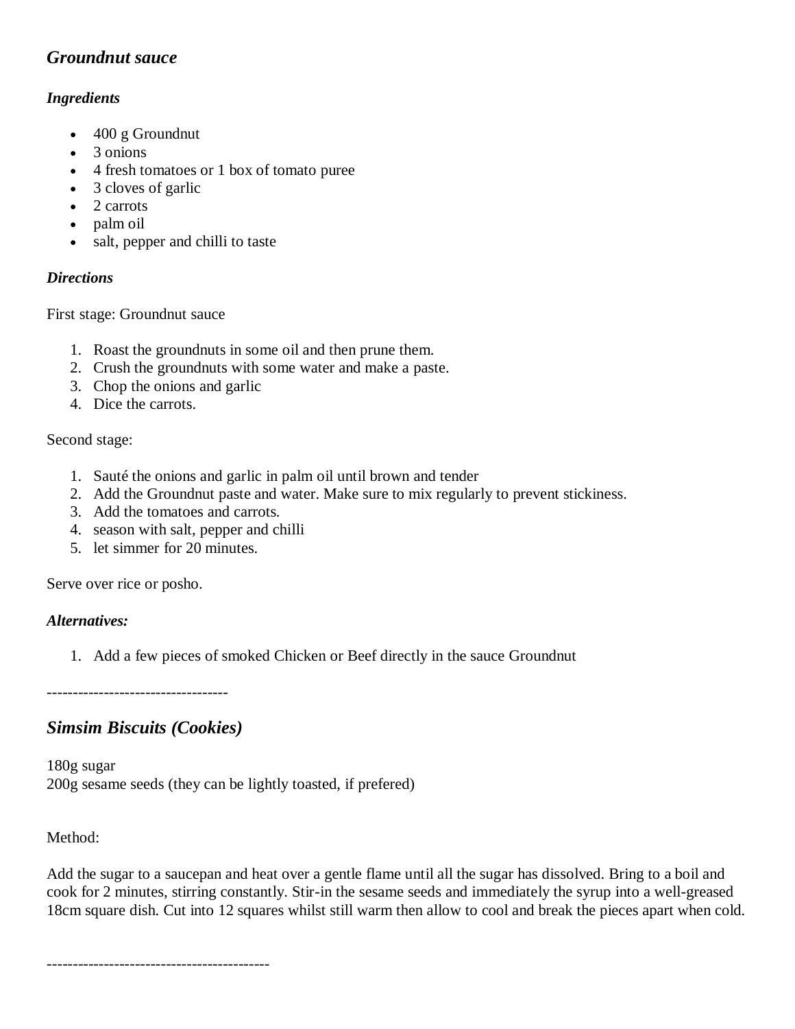## *Groundnut sauce*

***Ingredients***

- 400 g Groundnut
- 3 onions
- 4 fresh tomatoes or 1 box of tomato puree
- 3 cloves of garlic
- 2 carrots
- palm oil
- salt, pepper and chilli to taste

***Directions***

First stage: Groundnut sauce

1. Roast the groundnuts in some oil and then prune them.
2. Crush the groundnuts with some water and make a paste.
3. Chop the onions and garlic
4. Dice the carrots.

Second stage:

1. Sauté the onions and garlic in palm oil until brown and tender
2. Add the Groundnut paste and water. Make sure to mix regularly to prevent stickiness.
3. Add the tomatoes and carrots.
4. season with salt, pepper and chilli
5. let simmer for 20 minutes.

Serve over rice or posho.

***Alternatives:***

1. Add a few pieces of smoked Chicken or Beef directly in the sauce Groundnut

-----------------------------------

## *Simsim Biscuits (Cookies)*

180g sugar
200g sesame seeds (they can be lightly toasted, if prefered)

Method:

Add the sugar to a saucepan and heat over a gentle flame until all the sugar has dissolved. Bring to a boil and cook for 2 minutes, stirring constantly. Stir-in the sesame seeds and immediately the syrup into a well-greased 18cm square dish. Cut into 12 squares whilst still warm then allow to cool and break the pieces apart when cold.

-------------------------------------------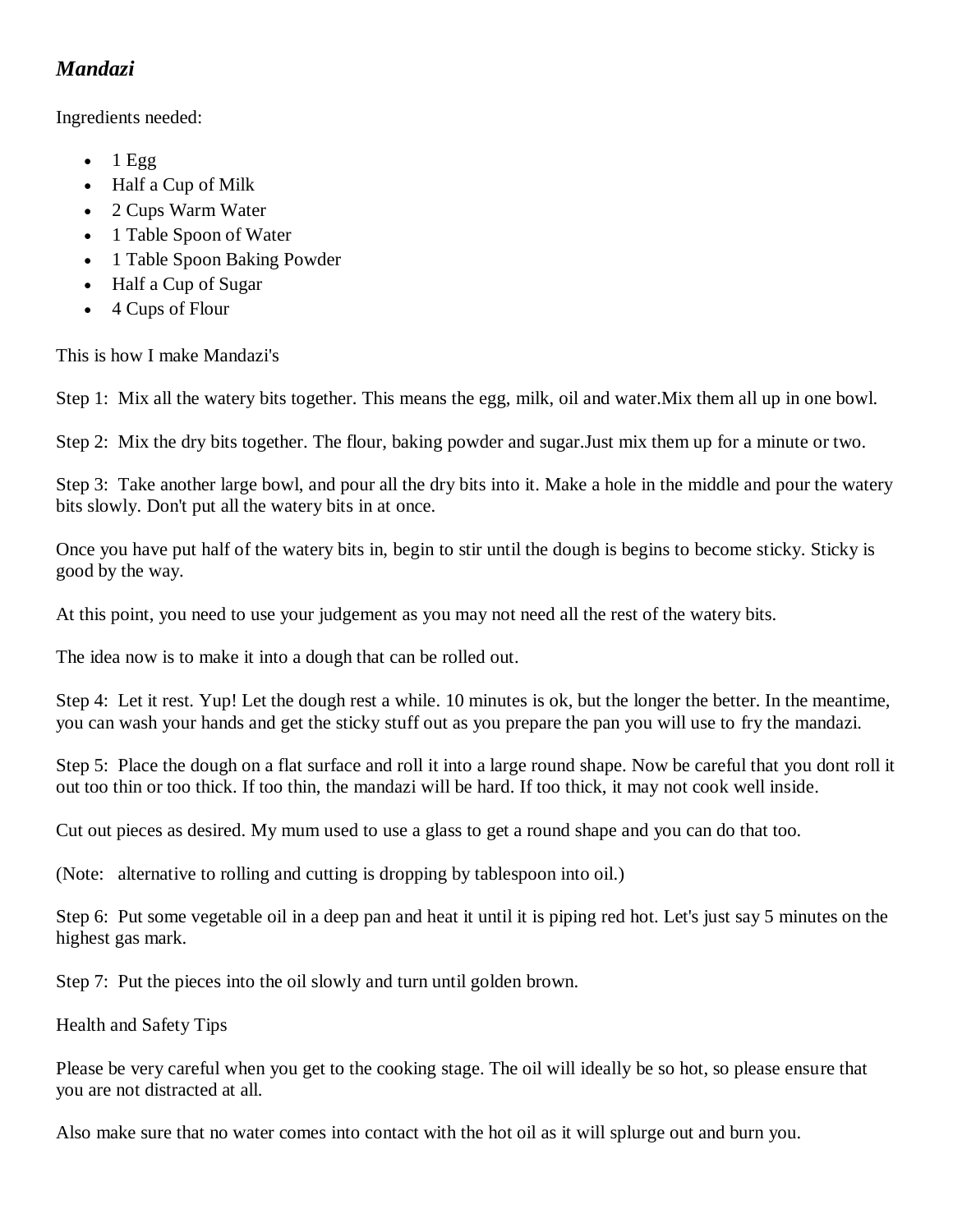## *Mandazi*

Ingredients needed:

- 1 Egg
- Half a Cup of Milk
- 2 Cups Warm Water
- 1 Table Spoon of Water
- 1 Table Spoon Baking Powder
- Half a Cup of Sugar
- 4 Cups of Flour

This is how I make Mandazi's

Step 1: Mix all the watery bits together. This means the egg, milk, oil and water.Mix them all up in one bowl.

Step 2: Mix the dry bits together. The flour, baking powder and sugar.Just mix them up for a minute or two.

Step 3: Take another large bowl, and pour all the dry bits into it. Make a hole in the middle and pour the watery bits slowly. Don't put all the watery bits in at once.

Once you have put half of the watery bits in, begin to stir until the dough is begins to become sticky. Sticky is good by the way.

At this point, you need to use your judgement as you may not need all the rest of the watery bits.

The idea now is to make it into a dough that can be rolled out.

Step 4: Let it rest. Yup! Let the dough rest a while. 10 minutes is ok, but the longer the better. In the meantime, you can wash your hands and get the sticky stuff out as you prepare the pan you will use to fry the mandazi.

Step 5: Place the dough on a flat surface and roll it into a large round shape. Now be careful that you dont roll it out too thin or too thick. If too thin, the mandazi will be hard. If too thick, it may not cook well inside.

Cut out pieces as desired. My mum used to use a glass to get a round shape and you can do that too.

(Note: alternative to rolling and cutting is dropping by tablespoon into oil.)

Step 6: Put some vegetable oil in a deep pan and heat it until it is piping red hot. Let's just say 5 minutes on the highest gas mark.

Step 7: Put the pieces into the oil slowly and turn until golden brown.

Health and Safety Tips

Please be very careful when you get to the cooking stage. The oil will ideally be so hot, so please ensure that you are not distracted at all.

Also make sure that no water comes into contact with the hot oil as it will splurge out and burn you.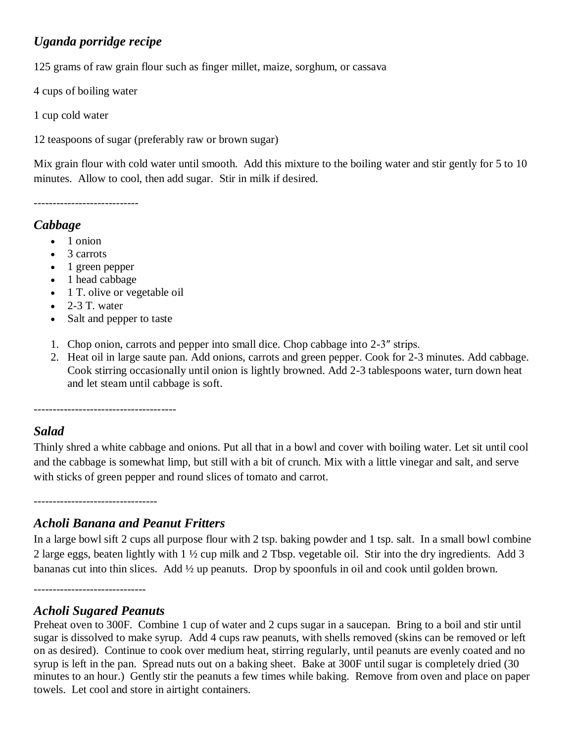### *Uganda porridge recipe*

125 grams of raw grain flour such as finger millet, maize, sorghum, or cassava

4 cups of boiling water

1 cup cold water

12 teaspoons of sugar (preferably raw or brown sugar)

Mix grain flour with cold water until smooth. Add this mixture to the boiling water and stir gently for 5 to 10 minutes. Allow to cool, then add sugar. Stir in milk if desired.

----------------------------

### *Cabbage*

- 1 onion
- 3 carrots
- 1 green pepper
- 1 head cabbage
- 1 T. olive or vegetable oil
- 2-3 T. water
- Salt and pepper to taste

1. Chop onion, carrots and pepper into small dice. Chop cabbage into 2-3″ strips.
2. Heat oil in large saute pan. Add onions, carrots and green pepper. Cook for 2-3 minutes. Add cabbage. Cook stirring occasionally until onion is lightly browned. Add 2-3 tablespoons water, turn down heat and let steam until cabbage is soft.

--------------------------------------

### *Salad*

Thinly shred a white cabbage and onions. Put all that in a bowl and cover with boiling water. Let sit until cool and the cabbage is somewhat limp, but still with a bit of crunch. Mix with a little vinegar and salt, and serve with sticks of green pepper and round slices of tomato and carrot.

---------------------------------

### *Acholi Banana and Peanut Fritters*

In a large bowl sift 2 cups all purpose flour with 2 tsp. baking powder and 1 tsp. salt. In a small bowl combine 2 large eggs, beaten lightly with 1 ½ cup milk and 2 Tbsp. vegetable oil. Stir into the dry ingredients. Add 3 bananas cut into thin slices. Add ½ up peanuts. Drop by spoonfuls in oil and cook until golden brown.

------------------------------

### *Acholi Sugared Peanuts*

Preheat oven to 300F. Combine 1 cup of water and 2 cups sugar in a saucepan. Bring to a boil and stir until sugar is dissolved to make syrup. Add 4 cups raw peanuts, with shells removed (skins can be removed or left on as desired). Continue to cook over medium heat, stirring regularly, until peanuts are evenly coated and no syrup is left in the pan. Spread nuts out on a baking sheet. Bake at 300F until sugar is completely dried (30 minutes to an hour.) Gently stir the peanuts a few times while baking. Remove from oven and place on paper towels. Let cool and store in airtight containers.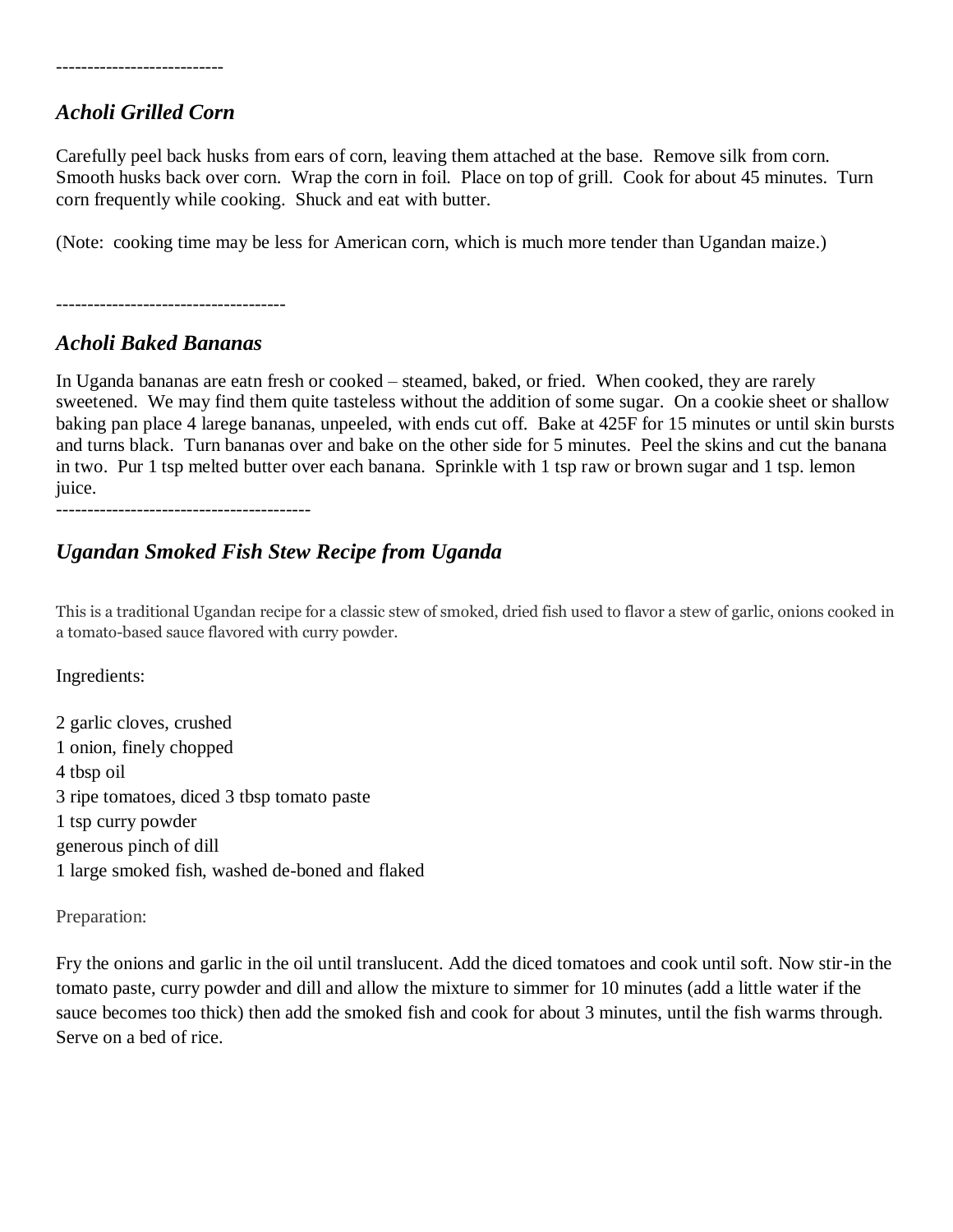---------------------------

### *Acholi Grilled Corn*

Carefully peel back husks from ears of corn, leaving them attached at the base. Remove silk from corn. Smooth husks back over corn. Wrap the corn in foil. Place on top of grill. Cook for about 45 minutes. Turn corn frequently while cooking. Shuck and eat with butter.

(Note: cooking time may be less for American corn, which is much more tender than Ugandan maize.)

-------------------------------------

### *Acholi Baked Bananas*

In Uganda bananas are eatn fresh or cooked – steamed, baked, or fried. When cooked, they are rarely sweetened. We may find them quite tasteless without the addition of some sugar. On a cookie sheet or shallow baking pan place 4 larege bananas, unpeeled, with ends cut off. Bake at 425F for 15 minutes or until skin bursts and turns black. Turn bananas over and bake on the other side for 5 minutes. Peel the skins and cut the banana in two. Pur 1 tsp melted butter over each banana. Sprinkle with 1 tsp raw or brown sugar and 1 tsp. lemon juice.

-----------------------------------------

### *Ugandan Smoked Fish Stew Recipe from Uganda*

This is a traditional Ugandan recipe for a classic stew of smoked, dried fish used to flavor a stew of garlic, onions cooked in a tomato-based sauce flavored with curry powder.

Ingredients:

2 garlic cloves, crushed
1 onion, finely chopped
4 tbsp oil
3 ripe tomatoes, diced 3 tbsp tomato paste
1 tsp curry powder
generous pinch of dill
1 large smoked fish, washed de-boned and flaked

Preparation:

Fry the onions and garlic in the oil until translucent. Add the diced tomatoes and cook until soft. Now stir-in the tomato paste, curry powder and dill and allow the mixture to simmer for 10 minutes (add a little water if the sauce becomes too thick) then add the smoked fish and cook for about 3 minutes, until the fish warms through. Serve on a bed of rice.